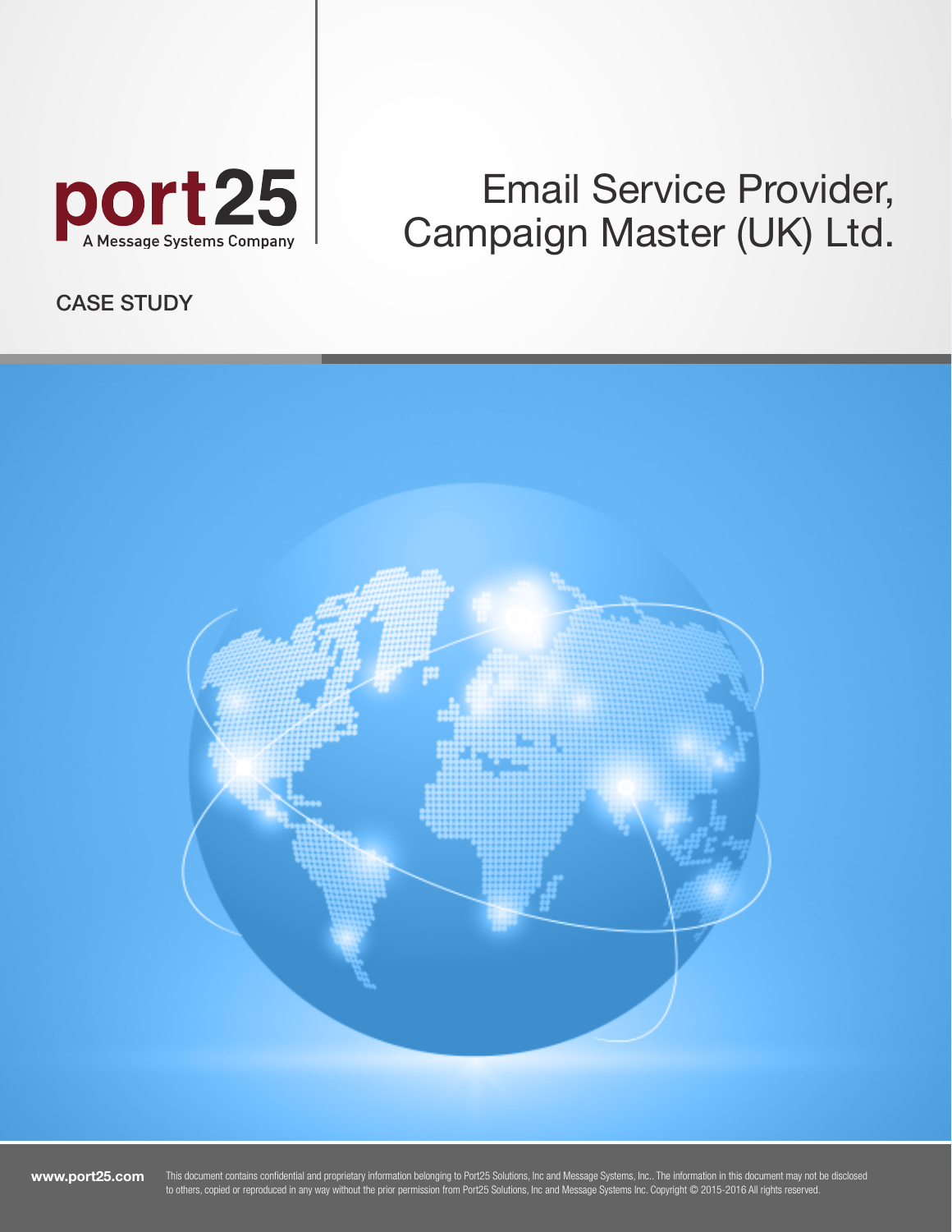port25
A Message Systems Company

# Email Service Provider, Campaign Master (UK) Ltd.

CASE STUDY

**www.port25.com**

This document contains confidential and proprietary information belonging to Port25 Solutions, Inc and Message Systems, Inc.. The information in this document may not be disclosed to others, copied or reproduced in any way without the prior permission from Port25 Solutions, Inc and Message Systems Inc. Copyright © 2015-2016 All rights reserved.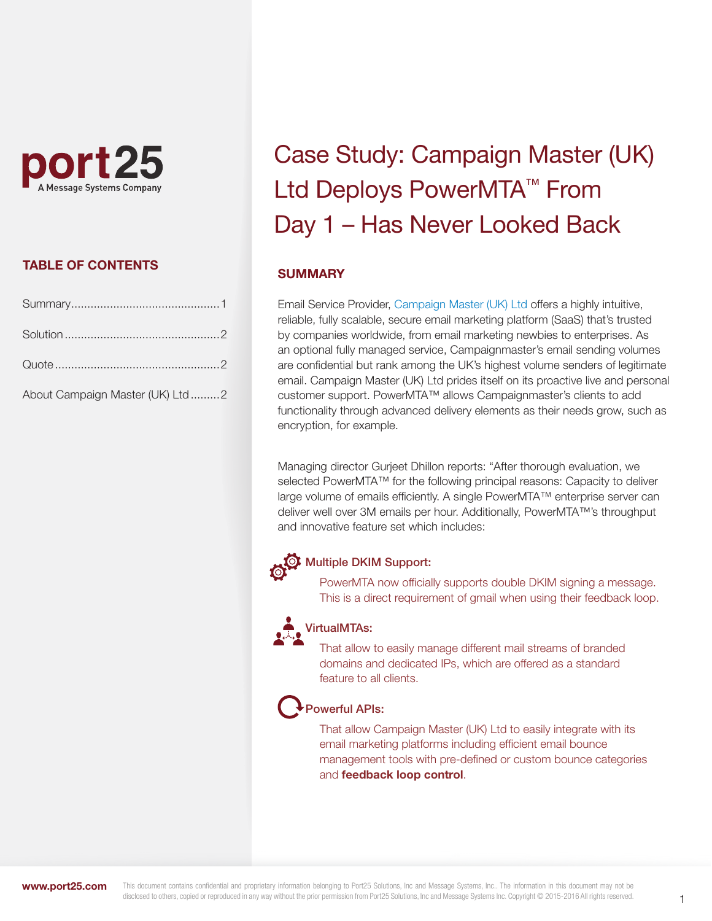port25
A Message Systems Company

## TABLE OF CONTENTS

Summary.............................................1

Solution...............................................2

Quote..................................................2

About Campaign Master (UK) Ltd.........2

# Case Study: Campaign Master (UK) Ltd Deploys PowerMTA™ From Day 1 – Has Never Looked Back

## SUMMARY

Email Service Provider, Campaign Master (UK) Ltd offers a highly intuitive, reliable, fully scalable, secure email marketing platform (SaaS) that's trusted by companies worldwide, from email marketing newbies to enterprises. As an optional fully managed service, Campaignmaster's email sending volumes are confidential but rank among the UK's highest volume senders of legitimate email. Campaign Master (UK) Ltd prides itself on its proactive live and personal customer support. PowerMTA™ allows Campaignmaster's clients to add functionality through advanced delivery elements as their needs grow, such as encryption, for example.

Managing director Gurjeet Dhillon reports: "After thorough evaluation, we selected PowerMTA™ for the following principal reasons: Capacity to deliver large volume of emails efficiently. A single PowerMTA™ enterprise server can deliver well over 3M emails per hour. Additionally, PowerMTA™'s throughput and innovative feature set which includes:

### Multiple DKIM Support:

PowerMTA now officially supports double DKIM signing a message. This is a direct requirement of gmail when using their feedback loop.

### VirtualMTAs:

That allow to easily manage different mail streams of branded domains and dedicated IPs, which are offered as a standard feature to all clients.

### Powerful APIs:

That allow Campaign Master (UK) Ltd to easily integrate with its email marketing platforms including efficient email bounce management tools with pre-defined or custom bounce categories and **feedback loop control**.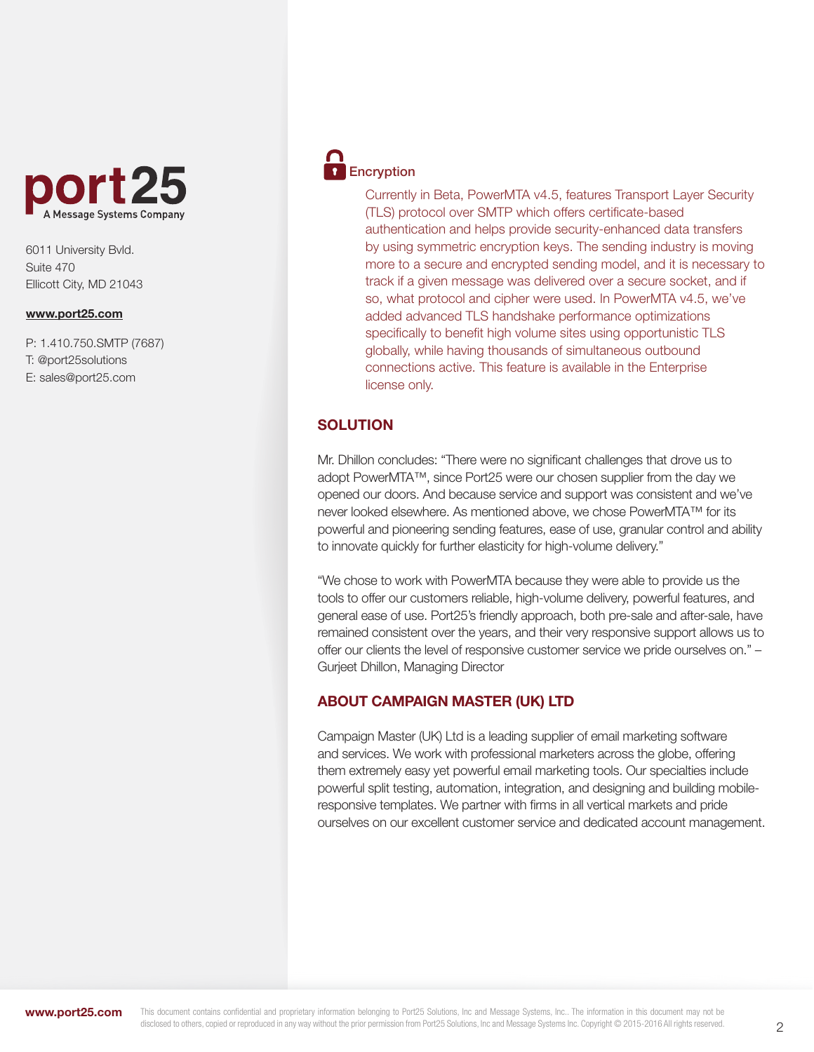port25
A Message Systems Company

6011 University Bvld.
Suite 470
Ellicott City, MD 21043

**www.port25.com**

P: 1.410.750.SMTP (7687)
T: @port25solutions
E: sales@port25.com

### Encryption

Currently in Beta, PowerMTA v4.5, features Transport Layer Security (TLS) protocol over SMTP which offers certificate-based authentication and helps provide security-enhanced data transfers by using symmetric encryption keys. The sending industry is moving more to a secure and encrypted sending model, and it is necessary to track if a given message was delivered over a secure socket, and if so, what protocol and cipher were used. In PowerMTA v4.5, we've added advanced TLS handshake performance optimizations specifically to benefit high volume sites using opportunistic TLS globally, while having thousands of simultaneous outbound connections active. This feature is available in the Enterprise license only.

## SOLUTION

Mr. Dhillon concludes: "There were no significant challenges that drove us to adopt PowerMTA™, since Port25 were our chosen supplier from the day we opened our doors. And because service and support was consistent and we've never looked elsewhere. As mentioned above, we chose PowerMTA™ for its powerful and pioneering sending features, ease of use, granular control and ability to innovate quickly for further elasticity for high-volume delivery."

"We chose to work with PowerMTA because they were able to provide us the tools to offer our customers reliable, high-volume delivery, powerful features, and general ease of use. Port25's friendly approach, both pre-sale and after-sale, have remained consistent over the years, and their very responsive support allows us to offer our clients the level of responsive customer service we pride ourselves on." – Gurjeet Dhillon, Managing Director

## ABOUT CAMPAIGN MASTER (UK) LTD

Campaign Master (UK) Ltd is a leading supplier of email marketing software and services. We work with professional marketers across the globe, offering them extremely easy yet powerful email marketing tools. Our specialties include powerful split testing, automation, integration, and designing and building mobile-responsive templates. We partner with firms in all vertical markets and pride ourselves on our excellent customer service and dedicated account management.

This document contains confidential and proprietary information belonging to Port25 Solutions, Inc and Message Systems, Inc.. The information in this document may not be disclosed to others, copied or reproduced in any way without the prior permission from Port25 Solutions, Inc and Message Systems Inc. Copyright © 2015-2016 All rights reserved.